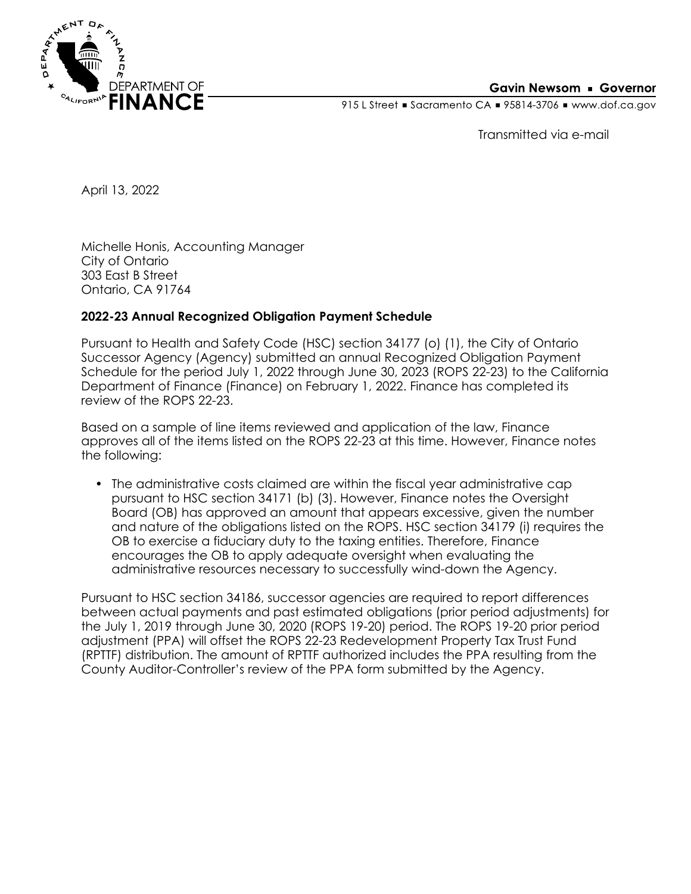DEPARTMENT OF **FINANCE**

**Gavin Newsom ▪ Governor**

915 L Street ▪ Sacramento CA ▪ 95814-3706 ▪ www.dof.ca.gov

Transmitted via e-mail

April 13, 2022

Michelle Honis, Accounting Manager
City of Ontario
303 East B Street
Ontario, CA 91764

**2022-23 Annual Recognized Obligation Payment Schedule**

Pursuant to Health and Safety Code (HSC) section 34177 (o) (1), the City of Ontario Successor Agency (Agency) submitted an annual Recognized Obligation Payment Schedule for the period July 1, 2022 through June 30, 2023 (ROPS 22-23) to the California Department of Finance (Finance) on February 1, 2022. Finance has completed its review of the ROPS 22-23.

Based on a sample of line items reviewed and application of the law, Finance approves all of the items listed on the ROPS 22-23 at this time. However, Finance notes the following:

- The administrative costs claimed are within the fiscal year administrative cap pursuant to HSC section 34171 (b) (3). However, Finance notes the Oversight Board (OB) has approved an amount that appears excessive, given the number and nature of the obligations listed on the ROPS. HSC section 34179 (i) requires the OB to exercise a fiduciary duty to the taxing entities. Therefore, Finance encourages the OB to apply adequate oversight when evaluating the administrative resources necessary to successfully wind-down the Agency.

Pursuant to HSC section 34186, successor agencies are required to report differences between actual payments and past estimated obligations (prior period adjustments) for the July 1, 2019 through June 30, 2020 (ROPS 19-20) period. The ROPS 19-20 prior period adjustment (PPA) will offset the ROPS 22-23 Redevelopment Property Tax Trust Fund (RPTTF) distribution. The amount of RPTTF authorized includes the PPA resulting from the County Auditor-Controller's review of the PPA form submitted by the Agency.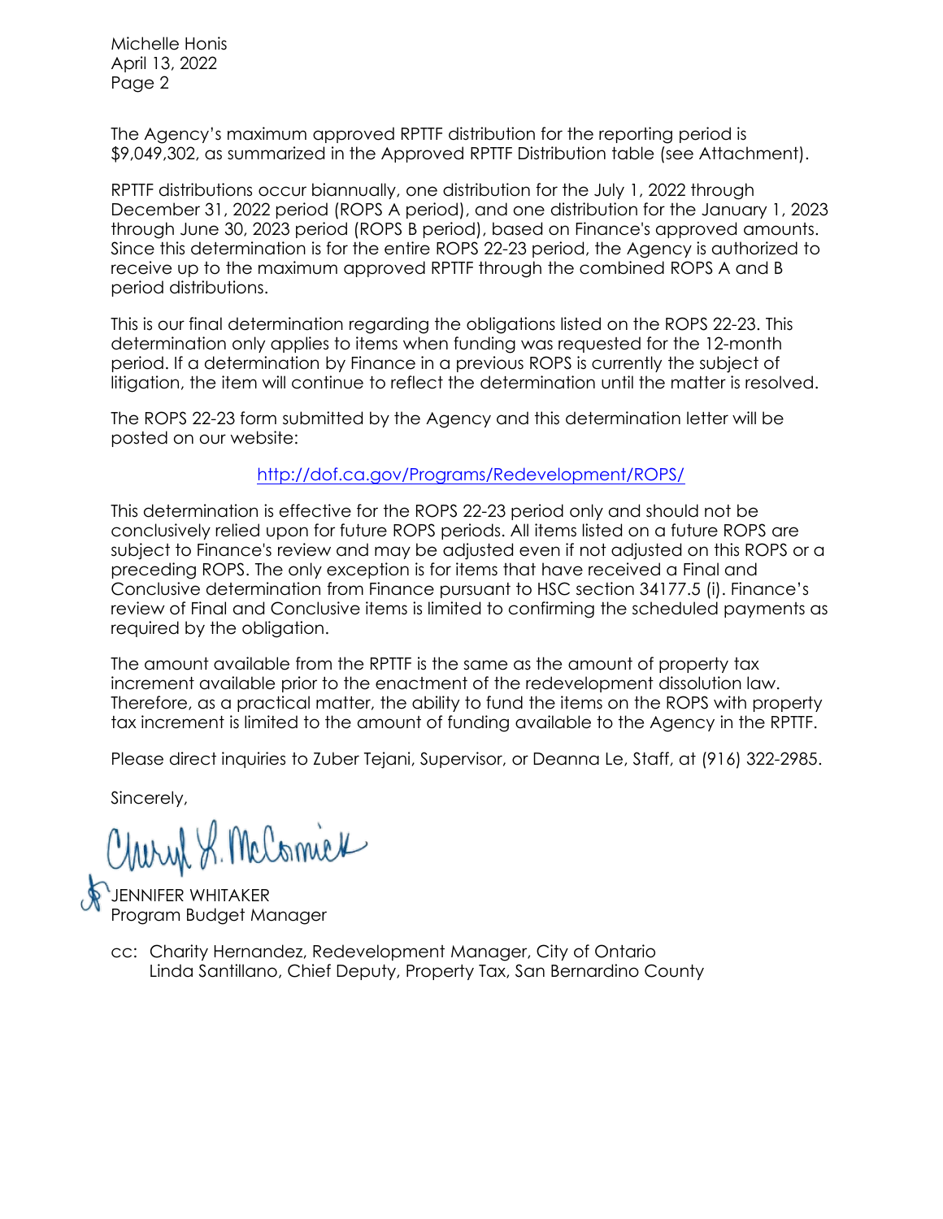The Agency's maximum approved RPTTF distribution for the reporting period is $9,049,302, as summarized in the Approved RPTTF Distribution table (see Attachment).

RPTTF distributions occur biannually, one distribution for the July 1, 2022 through December 31, 2022 period (ROPS A period), and one distribution for the January 1, 2023 through June 30, 2023 period (ROPS B period), based on Finance's approved amounts. Since this determination is for the entire ROPS 22-23 period, the Agency is authorized to receive up to the maximum approved RPTTF through the combined ROPS A and B period distributions.

This is our final determination regarding the obligations listed on the ROPS 22-23. This determination only applies to items when funding was requested for the 12-month period. If a determination by Finance in a previous ROPS is currently the subject of litigation, the item will continue to reflect the determination until the matter is resolved.

The ROPS 22-23 form submitted by the Agency and this determination letter will be posted on our website:

http://dof.ca.gov/Programs/Redevelopment/ROPS/

This determination is effective for the ROPS 22-23 period only and should not be conclusively relied upon for future ROPS periods. All items listed on a future ROPS are subject to Finance's review and may be adjusted even if not adjusted on this ROPS or a preceding ROPS. The only exception is for items that have received a Final and Conclusive determination from Finance pursuant to HSC section 34177.5 (i). Finance's review of Final and Conclusive items is limited to confirming the scheduled payments as required by the obligation.

The amount available from the RPTTF is the same as the amount of property tax increment available prior to the enactment of the redevelopment dissolution law. Therefore, as a practical matter, the ability to fund the items on the ROPS with property tax increment is limited to the amount of funding available to the Agency in the RPTTF.

Please direct inquiries to Zuber Tejani, Supervisor, or Deanna Le, Staff, at (916) 322-2985.

Sincerely,

Cheryl L. McCormick

JENNIFER WHITAKER
Program Budget Manager

cc: Charity Hernandez, Redevelopment Manager, City of Ontario
Linda Santillano, Chief Deputy, Property Tax, San Bernardino County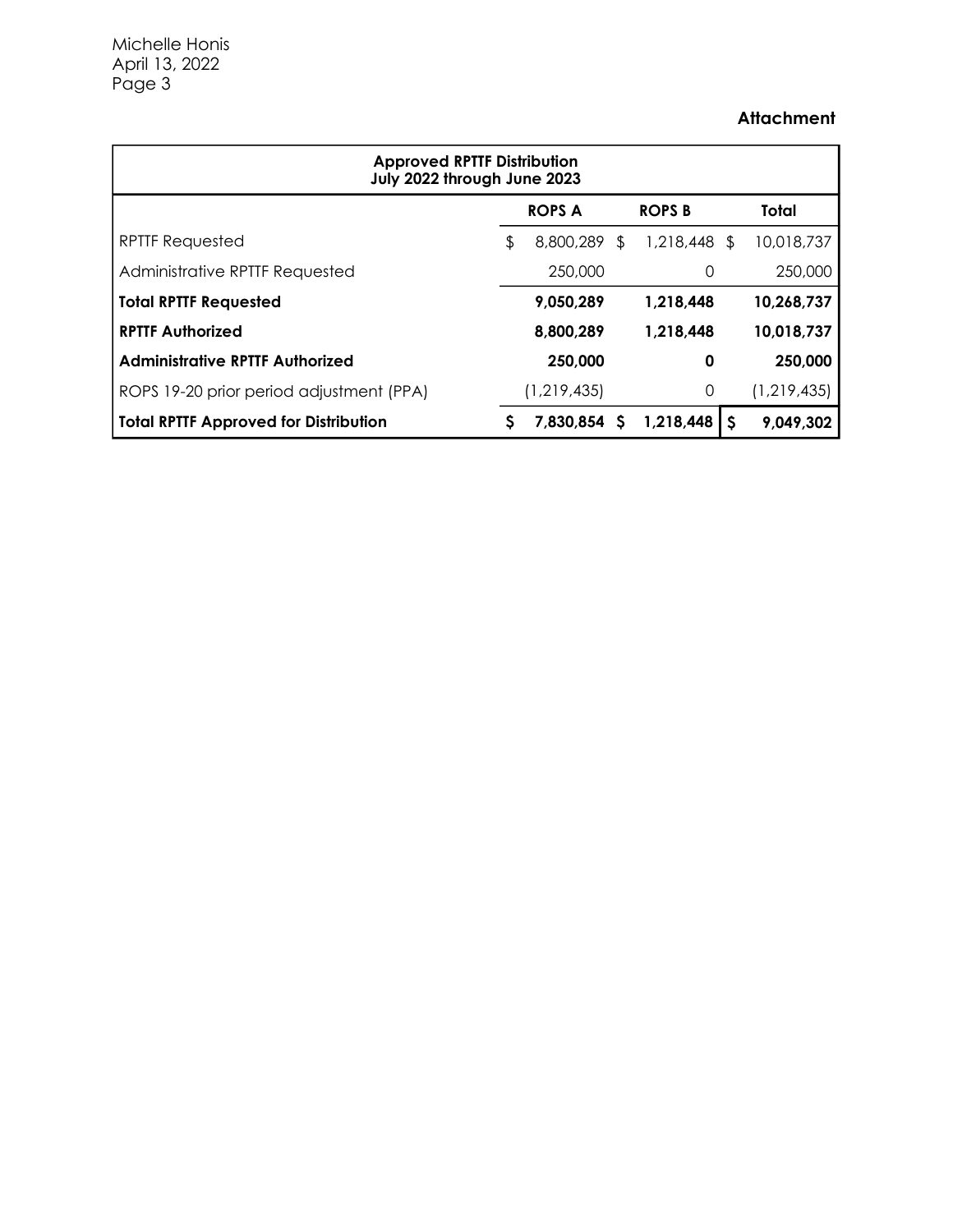**Attachment**

| Approved RPTTF Distribution July 2022 through June 2023 | | | |
|---|---|---|---|
| | **ROPS A** | **ROPS B** | **Total** |
| RPTTF Requested | $ 8,800,289 | $ 1,218,448 | $ 10,018,737 |
| Administrative RPTTF Requested | 250,000 | 0 | 250,000 |
| **Total RPTTF Requested** | **9,050,289** | **1,218,448** | **10,268,737** |
| **RPTTF Authorized** | **8,800,289** | **1,218,448** | **10,018,737** |
| **Administrative RPTTF Authorized** | **250,000** | **0** | **250,000** |
| ROPS 19-20 prior period adjustment (PPA) | (1,219,435) | 0 | (1,219,435) |
| **Total RPTTF Approved for Distribution** | **$ 7,830,854** | **$ 1,218,448** | **$ 9,049,302** |